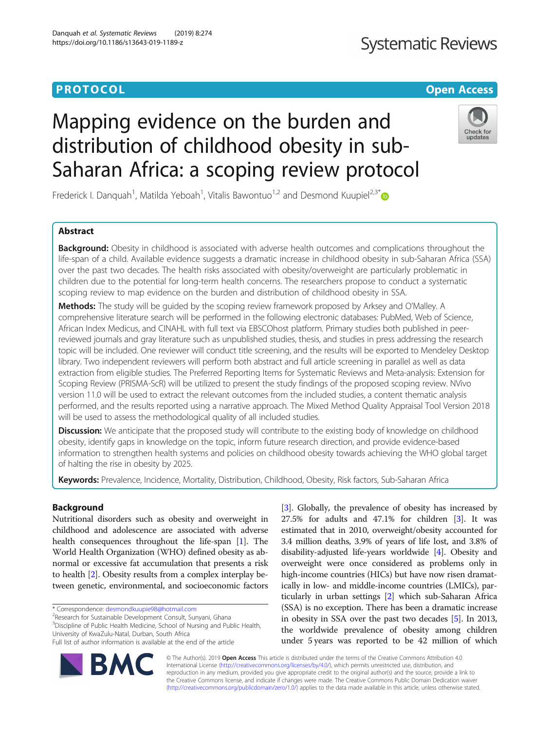PROTOCOL

Open Access

# Mapping evidence on the burden and distribution of childhood obesity in sub-Saharan Africa: a scoping review protocol

Frederick I. Danquah[1], Matilda Yeboah[1], Vitalis Bawontuo[1,2] and Desmond Kuupiel[2,3*]

## Abstract

**Background:** Obesity in childhood is associated with adverse health outcomes and complications throughout the life-span of a child. Available evidence suggests a dramatic increase in childhood obesity in sub-Saharan Africa (SSA) over the past two decades. The health risks associated with obesity/overweight are particularly problematic in children due to the potential for long-term health concerns. The researchers propose to conduct a systematic scoping review to map evidence on the burden and distribution of childhood obesity in SSA.

**Methods:** The study will be guided by the scoping review framework proposed by Arksey and O'Malley. A comprehensive literature search will be performed in the following electronic databases: PubMed, Web of Science, African Index Medicus, and CINAHL with full text via EBSCOhost platform. Primary studies both published in peer-reviewed journals and gray literature such as unpublished studies, thesis, and studies in press addressing the research topic will be included. One reviewer will conduct title screening, and the results will be exported to Mendeley Desktop library. Two independent reviewers will perform both abstract and full article screening in parallel as well as data extraction from eligible studies. The Preferred Reporting Items for Systematic Reviews and Meta-analysis: Extension for Scoping Review (PRISMA-ScR) will be utilized to present the study findings of the proposed scoping review. NVivo version 11.0 will be used to extract the relevant outcomes from the included studies, a content thematic analysis performed, and the results reported using a narrative approach. The Mixed Method Quality Appraisal Tool Version 2018 will be used to assess the methodological quality of all included studies.

**Discussion:** We anticipate that the proposed study will contribute to the existing body of knowledge on childhood obesity, identify gaps in knowledge on the topic, inform future research direction, and provide evidence-based information to strengthen health systems and policies on childhood obesity towards achieving the WHO global target of halting the rise in obesity by 2025.

**Keywords:** Prevalence, Incidence, Mortality, Distribution, Childhood, Obesity, Risk factors, Sub-Saharan Africa

## Background

Nutritional disorders such as obesity and overweight in childhood and adolescence are associated with adverse health consequences throughout the life-span [1]. The World Health Organization (WHO) defined obesity as abnormal or excessive fat accumulation that presents a risk to health [2]. Obesity results from a complex interplay between genetic, environmental, and socioeconomic factors [3]. Globally, the prevalence of obesity has increased by 27.5% for adults and 47.1% for children [3]. It was estimated that in 2010, overweight/obesity accounted for 3.4 million deaths, 3.9% of years of life lost, and 3.8% of disability-adjusted life-years worldwide [4]. Obesity and overweight were once considered as problems only in high-income countries (HICs) but have now risen dramatically in low- and middle-income countries (LMICs), particularly in urban settings [2] which sub-Saharan Africa (SSA) is no exception. There has been a dramatic increase in obesity in SSA over the past two decades [5]. In 2013, the worldwide prevalence of obesity among children under 5 years was reported to be 42 million of which

* Correspondence: desmondkuupie98@hotmail.com
[2]Research for Sustainable Development Consult, Sunyani, Ghana
[3]Discipline of Public Health Medicine, School of Nursing and Public Health, University of KwaZulu-Natal, Durban, South Africa
Full list of author information is available at the end of the article

© The Author(s). 2019 **Open Access** This article is distributed under the terms of the Creative Commons Attribution 4.0 International License (http://creativecommons.org/licenses/by/4.0/), which permits unrestricted use, distribution, and reproduction in any medium, provided you give appropriate credit to the original author(s) and the source, provide a link to the Creative Commons license, and indicate if changes were made. The Creative Commons Public Domain Dedication waiver (http://creativecommons.org/publicdomain/zero/1.0/) applies to the data made available in this article, unless otherwise stated.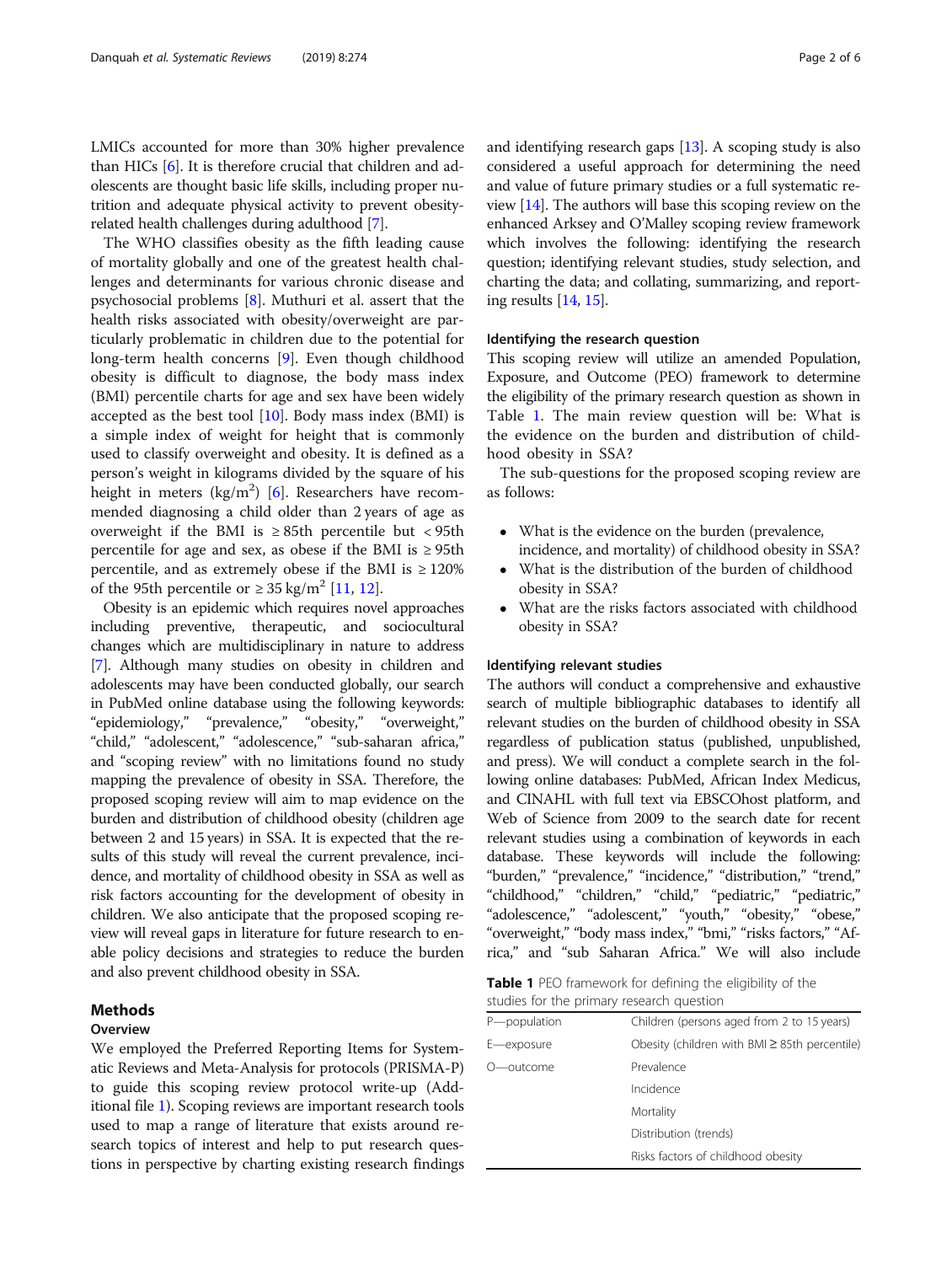LMICs accounted for more than 30% higher prevalence than HICs [6]. It is therefore crucial that children and adolescents are thought basic life skills, including proper nutrition and adequate physical activity to prevent obesity-related health challenges during adulthood [7].

The WHO classifies obesity as the fifth leading cause of mortality globally and one of the greatest health challenges and determinants for various chronic disease and psychosocial problems [8]. Muthuri et al. assert that the health risks associated with obesity/overweight are particularly problematic in children due to the potential for long-term health concerns [9]. Even though childhood obesity is difficult to diagnose, the body mass index (BMI) percentile charts for age and sex have been widely accepted as the best tool [10]. Body mass index (BMI) is a simple index of weight for height that is commonly used to classify overweight and obesity. It is defined as a person's weight in kilograms divided by the square of his height in meters ($kg/m^2$) [6]. Researchers have recommended diagnosing a child older than 2 years of age as overweight if the BMI is ≥ 85th percentile but < 95th percentile for age and sex, as obese if the BMI is ≥ 95th percentile, and as extremely obese if the BMI is ≥ 120% of the 95th percentile or ≥ 35 $kg/m^2$ [11, 12].

Obesity is an epidemic which requires novel approaches including preventive, therapeutic, and sociocultural changes which are multidisciplinary in nature to address [7]. Although many studies on obesity in children and adolescents may have been conducted globally, our search in PubMed online database using the following keywords: "epidemiology," "prevalence," "obesity," "overweight," "child," "adolescent," "adolescence," "sub-saharan africa," and "scoping review" with no limitations found no study mapping the prevalence of obesity in SSA. Therefore, the proposed scoping review will aim to map evidence on the burden and distribution of childhood obesity (children age between 2 and 15 years) in SSA. It is expected that the results of this study will reveal the current prevalence, incidence, and mortality of childhood obesity in SSA as well as risk factors accounting for the development of obesity in children. We also anticipate that the proposed scoping review will reveal gaps in literature for future research to enable policy decisions and strategies to reduce the burden and also prevent childhood obesity in SSA.

## Methods

### Overview

We employed the Preferred Reporting Items for Systematic Reviews and Meta-Analysis for protocols (PRISMA-P) to guide this scoping review protocol write-up (Additional file 1). Scoping reviews are important research tools used to map a range of literature that exists around research topics of interest and help to put research questions in perspective by charting existing research findings and identifying research gaps [13]. A scoping study is also considered a useful approach for determining the need and value of future primary studies or a full systematic review [14]. The authors will base this scoping review on the enhanced Arksey and O'Malley scoping review framework which involves the following: identifying the research question; identifying relevant studies, study selection, and charting the data; and collating, summarizing, and reporting results [14, 15].

### Identifying the research question

This scoping review will utilize an amended Population, Exposure, and Outcome (PEO) framework to determine the eligibility of the primary research question as shown in Table 1. The main review question will be: What is the evidence on the burden and distribution of childhood obesity in SSA?

The sub-questions for the proposed scoping review are as follows:

- What is the evidence on the burden (prevalence, incidence, and mortality) of childhood obesity in SSA?
- What is the distribution of the burden of childhood obesity in SSA?
- What are the risks factors associated with childhood obesity in SSA?

### Identifying relevant studies

The authors will conduct a comprehensive and exhaustive search of multiple bibliographic databases to identify all relevant studies on the burden of childhood obesity in SSA regardless of publication status (published, unpublished, and press). We will conduct a complete search in the following online databases: PubMed, African Index Medicus, and CINAHL with full text via EBSCOhost platform, and Web of Science from 2009 to the search date for recent relevant studies using a combination of keywords in each database. These keywords will include the following: "burden," "prevalence," "incidence," "distribution," "trend," "childhood," "children," "child," "pediatric," "pediatric," "adolescence," "adolescent," "youth," "obesity," "obese," "overweight," "body mass index," "bmi," "risks factors," "Africa," and "sub Saharan Africa." We will also include

**Table 1** PEO framework for defining the eligibility of the studies for the primary research question

| | |
|---|---|
| P—population | Children (persons aged from 2 to 15 years) |
| E—exposure | Obesity (children with BMI ≥ 85th percentile) |
| O—outcome | Prevalence |
| | Incidence |
| | Mortality |
| | Distribution (trends) |
| | Risks factors of childhood obesity |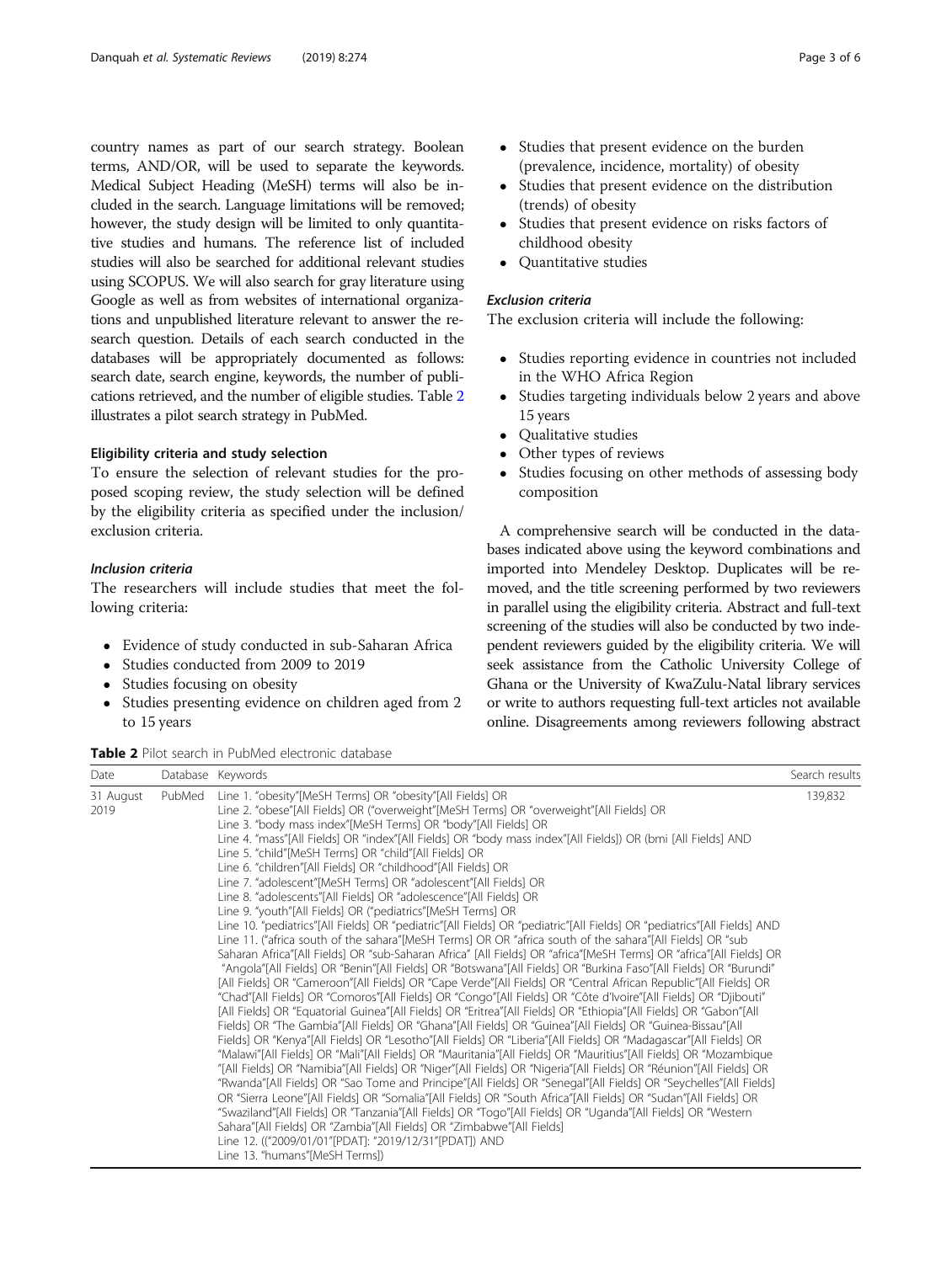country names as part of our search strategy. Boolean terms, AND/OR, will be used to separate the keywords. Medical Subject Heading (MeSH) terms will also be included in the search. Language limitations will be removed; however, the study design will be limited to only quantitative studies and humans. The reference list of included studies will also be searched for additional relevant studies using SCOPUS. We will also search for gray literature using Google as well as from websites of international organizations and unpublished literature relevant to answer the research question. Details of each search conducted in the databases will be appropriately documented as follows: search date, search engine, keywords, the number of publications retrieved, and the number of eligible studies. Table 2 illustrates a pilot search strategy in PubMed.

### Eligibility criteria and study selection

To ensure the selection of relevant studies for the proposed scoping review, the study selection will be defined by the eligibility criteria as specified under the inclusion/exclusion criteria.

#### *Inclusion criteria*

The researchers will include studies that meet the following criteria:

- Evidence of study conducted in sub-Saharan Africa
- Studies conducted from 2009 to 2019
- Studies focusing on obesity
- Studies presenting evidence on children aged from 2 to 15 years
- Studies that present evidence on the burden (prevalence, incidence, mortality) of obesity
- Studies that present evidence on the distribution (trends) of obesity
- Studies that present evidence on risks factors of childhood obesity
- Quantitative studies

#### *Exclusion criteria*

The exclusion criteria will include the following:

- Studies reporting evidence in countries not included in the WHO Africa Region
- Studies targeting individuals below 2 years and above 15 years
- Qualitative studies
- Other types of reviews
- Studies focusing on other methods of assessing body composition

A comprehensive search will be conducted in the databases indicated above using the keyword combinations and imported into Mendeley Desktop. Duplicates will be removed, and the title screening performed by two reviewers in parallel using the eligibility criteria. Abstract and full-text screening of the studies will also be conducted by two independent reviewers guided by the eligibility criteria. We will seek assistance from the Catholic University College of Ghana or the University of KwaZulu-Natal library services or write to authors requesting full-text articles not available online. Disagreements among reviewers following abstract

**Table 2** Pilot search in PubMed electronic database

| Date | Database | Keywords | Search results |
|---|---|---|---|
| 31 August 2019 | PubMed | Line 1. "obesity"[MeSH Terms] OR "obesity"[All Fields] OR<br>Line 2. "obese"[All Fields] OR ("overweight"[MeSH Terms] OR "overweight"[All Fields] OR<br>Line 3. "body mass index"[MeSH Terms] OR "body"[All Fields] OR<br>Line 4. "mass"[All Fields] OR "index"[All Fields] OR "body mass index"[All Fields]) OR (bmi [All Fields] AND<br>Line 5. "child"[MeSH Terms] OR "child"[All Fields] OR<br>Line 6. "children"[All Fields] OR "childhood"[All Fields] OR<br>Line 7. "adolescent"[MeSH Terms] OR "adolescent"[All Fields] OR<br>Line 8. "adolescents"[All Fields] OR "adolescence"[All Fields] OR<br>Line 9. "youth"[All Fields] OR ("pediatrics"[MeSH Terms] OR<br>Line 10. "pediatrics"[All Fields] OR "pediatric"[All Fields] OR "pediatric"[All Fields] OR "pediatrics"[All Fields] AND<br>Line 11. ("africa south of the sahara"[MeSH Terms] OR OR "africa south of the sahara"[All Fields] OR "sub Saharan Africa"[All Fields] OR "sub-Saharan Africa" [All Fields] OR "africa"[MeSH Terms] OR "africa"[All Fields] OR "Angola"[All Fields] OR "Benin"[All Fields] OR "Botswana"[All Fields] OR "Burkina Faso"[All Fields] OR "Burundi" [All Fields] OR "Cameroon"[All Fields] OR "Cape Verde"[All Fields] OR "Central African Republic"[All Fields] OR "Chad"[All Fields] OR "Comoros"[All Fields] OR "Congo"[All Fields] OR "Côte d'Ivoire"[All Fields] OR "Djibouti" [All Fields] OR "Equatorial Guinea"[All Fields] OR "Eritrea"[All Fields] OR "Ethiopia"[All Fields] OR "Gabon"[All Fields] OR "The Gambia"[All Fields] OR "Ghana"[All Fields] OR "Guinea"[All Fields] OR "Guinea-Bissau"[All Fields] OR "Kenya"[All Fields] OR "Lesotho"[All Fields] OR "Liberia"[All Fields] OR "Madagascar"[All Fields] OR "Malawi"[All Fields] OR "Mali"[All Fields] OR "Mauritania"[All Fields] OR "Mauritius"[All Fields] OR "Mozambique "[All Fields] OR "Namibia"[All Fields] OR "Niger"[All Fields] OR "Nigeria"[All Fields] OR "Réunion"[All Fields] OR "Rwanda"[All Fields] OR "Sao Tome and Principe"[All Fields] OR "Senegal"[All Fields] OR "Seychelles"[All Fields] OR "Sierra Leone"[All Fields] OR "Somalia"[All Fields] OR "South Africa"[All Fields] OR "Sudan"[All Fields] OR "Swaziland"[All Fields] OR "Tanzania"[All Fields] OR "Togo"[All Fields] OR "Uganda"[All Fields] OR "Western Sahara"[All Fields] OR "Zambia"[All Fields] OR "Zimbabwe"[All Fields]<br>Line 12. (("2009/01/01"[PDAT]: "2019/12/31"[PDAT]) AND<br>Line 13. "humans"[MeSH Terms]) | 139,832 |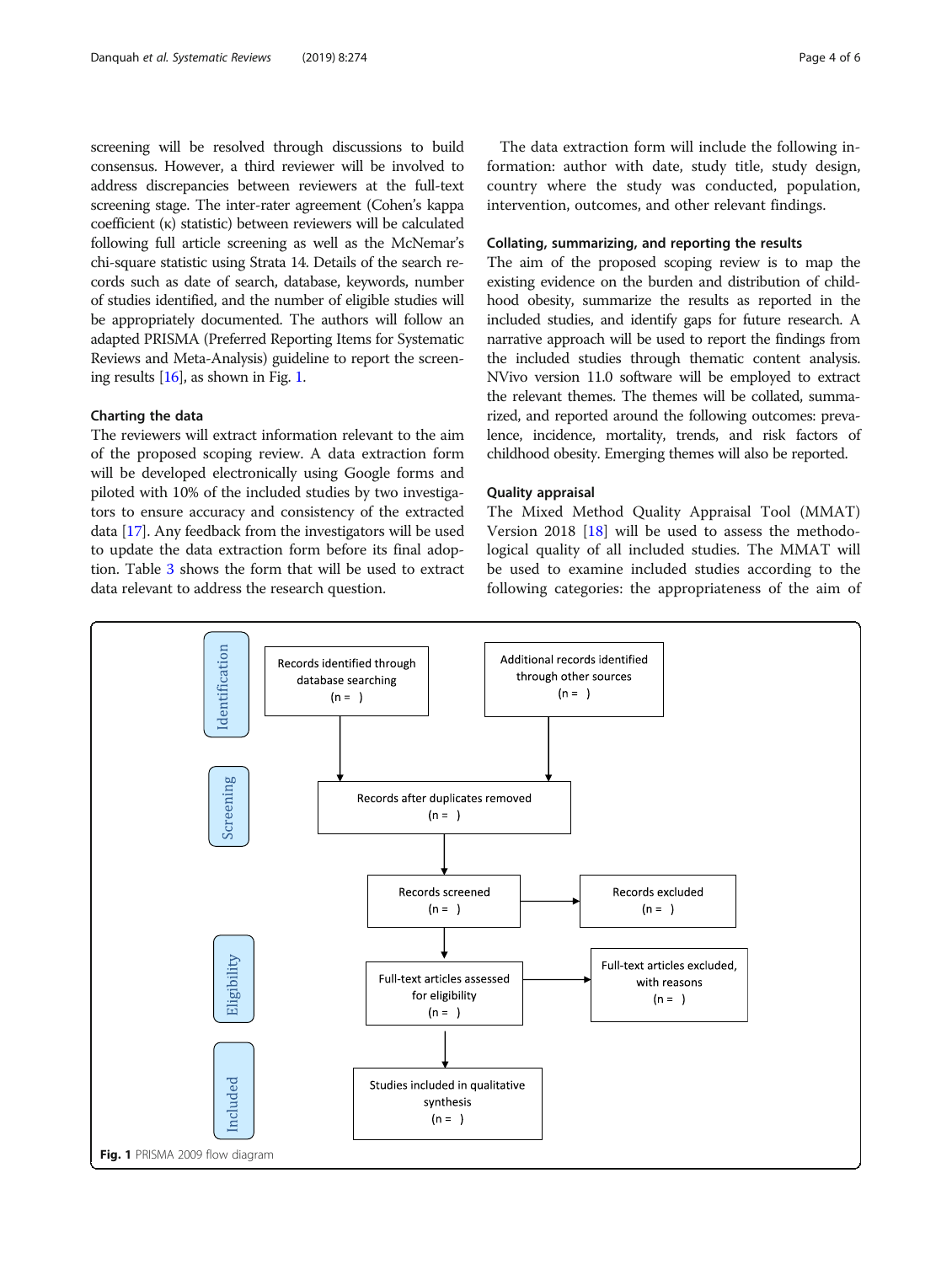screening will be resolved through discussions to build consensus. However, a third reviewer will be involved to address discrepancies between reviewers at the full-text screening stage. The inter-rater agreement (Cohen's kappa coefficient (κ) statistic) between reviewers will be calculated following full article screening as well as the McNemar's chi-square statistic using Strata 14. Details of the search records such as date of search, database, keywords, number of studies identified, and the number of eligible studies will be appropriately documented. The authors will follow an adapted PRISMA (Preferred Reporting Items for Systematic Reviews and Meta-Analysis) guideline to report the screening results [16], as shown in Fig. 1.

### Charting the data

The reviewers will extract information relevant to the aim of the proposed scoping review. A data extraction form will be developed electronically using Google forms and piloted with 10% of the included studies by two investigators to ensure accuracy and consistency of the extracted data [17]. Any feedback from the investigators will be used to update the data extraction form before its final adoption. Table 3 shows the form that will be used to extract data relevant to address the research question.

The data extraction form will include the following information: author with date, study title, study design, country where the study was conducted, population, intervention, outcomes, and other relevant findings.

### Collating, summarizing, and reporting the results

The aim of the proposed scoping review is to map the existing evidence on the burden and distribution of childhood obesity, summarize the results as reported in the included studies, and identify gaps for future research. A narrative approach will be used to report the findings from the included studies through thematic content analysis. NVivo version 11.0 software will be employed to extract the relevant themes. The themes will be collated, summarized, and reported around the following outcomes: prevalence, incidence, mortality, trends, and risk factors of childhood obesity. Emerging themes will also be reported.

### Quality appraisal

The Mixed Method Quality Appraisal Tool (MMAT) Version 2018 [18] will be used to assess the methodological quality of all included studies. The MMAT will be used to examine included studies according to the following categories: the appropriateness of the aim of

**Identification**
- Records identified through database searching (n = )
- Additional records identified through other sources (n = )

**Screening**
- Records after duplicates removed (n = )
- Records screened (n = ) → Records excluded (n = )

**Eligibility**
- Full-text articles assessed for eligibility (n = ) → Full-text articles excluded, with reasons (n = )

**Included**
- Studies included in qualitative synthesis (n = )

**Fig. 1** PRISMA 2009 flow diagram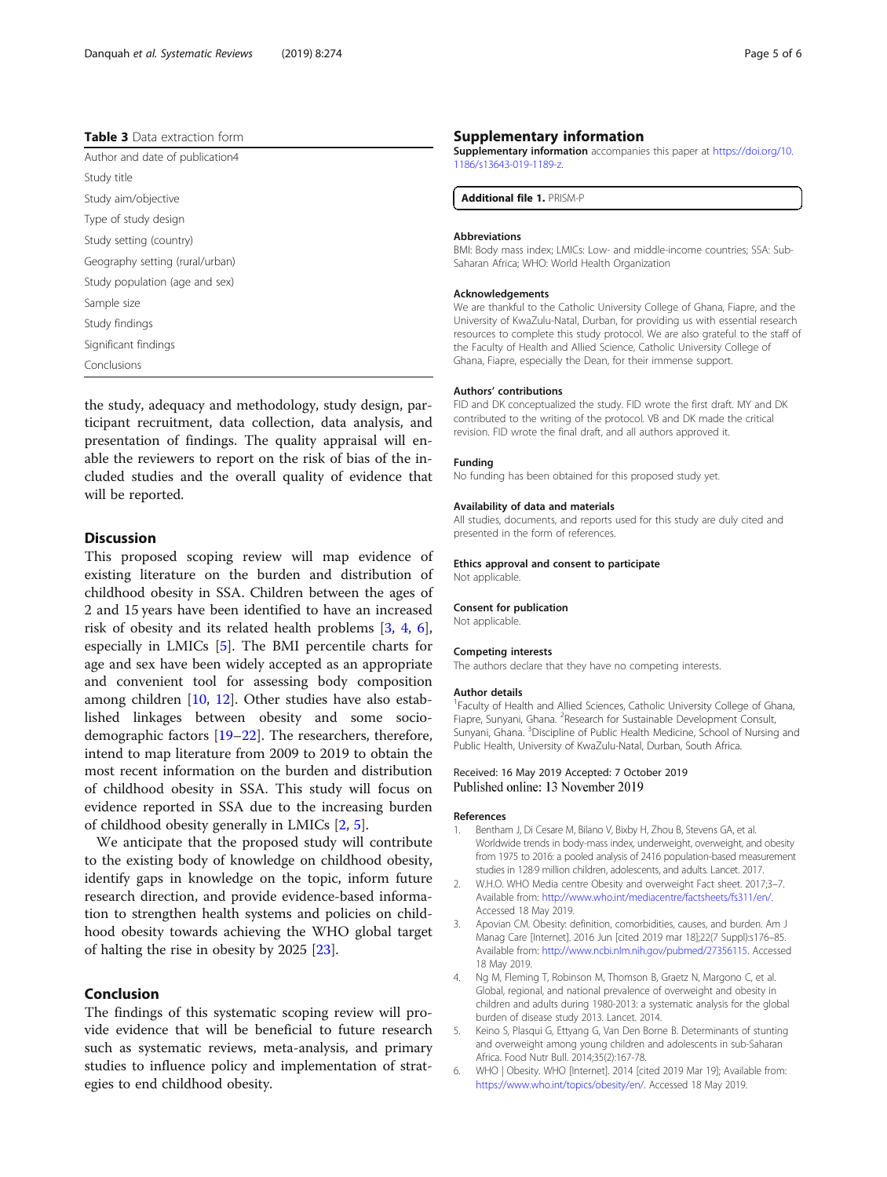**Table 3** Data extraction form

| |
|---|
| Author and date of publication4 |
| Study title |
| Study aim/objective |
| Type of study design |
| Study setting (country) |
| Geography setting (rural/urban) |
| Study population (age and sex) |
| Sample size |
| Study findings |
| Significant findings |
| Conclusions |

the study, adequacy and methodology, study design, participant recruitment, data collection, data analysis, and presentation of findings. The quality appraisal will enable the reviewers to report on the risk of bias of the included studies and the overall quality of evidence that will be reported.

## Discussion

This proposed scoping review will map evidence of existing literature on the burden and distribution of childhood obesity in SSA. Children between the ages of 2 and 15 years have been identified to have an increased risk of obesity and its related health problems [3, 4, 6], especially in LMICs [5]. The BMI percentile charts for age and sex have been widely accepted as an appropriate and convenient tool for assessing body composition among children [10, 12]. Other studies have also established linkages between obesity and some sociodemographic factors [19–22]. The researchers, therefore, intend to map literature from 2009 to 2019 to obtain the most recent information on the burden and distribution of childhood obesity in SSA. This study will focus on evidence reported in SSA due to the increasing burden of childhood obesity generally in LMICs [2, 5].

We anticipate that the proposed study will contribute to the existing body of knowledge on childhood obesity, identify gaps in knowledge on the topic, inform future research direction, and provide evidence-based information to strengthen health systems and policies on childhood obesity towards achieving the WHO global target of halting the rise in obesity by 2025 [23].

## Conclusion

The findings of this systematic scoping review will provide evidence that will be beneficial to future research such as systematic reviews, meta-analysis, and primary studies to influence policy and implementation of strategies to end childhood obesity.

## Supplementary information

**Supplementary information** accompanies this paper at https://doi.org/10.1186/s13643-019-1189-z.

**Additional file 1.** PRISM-P

### Abbreviations

BMI: Body mass index; LMICs: Low- and middle-income countries; SSA: Sub-Saharan Africa; WHO: World Health Organization

### Acknowledgements

We are thankful to the Catholic University College of Ghana, Fiapre, and the University of KwaZulu-Natal, Durban, for providing us with essential research resources to complete this study protocol. We are also grateful to the staff of the Faculty of Health and Allied Science, Catholic University College of Ghana, Fiapre, especially the Dean, for their immense support.

### Authors' contributions

FID and DK conceptualized the study. FID wrote the first draft. MY and DK contributed to the writing of the protocol. VB and DK made the critical revision. FID wrote the final draft, and all authors approved it.

### Funding

No funding has been obtained for this proposed study yet.

### Availability of data and materials

All studies, documents, and reports used for this study are duly cited and presented in the form of references.

### Ethics approval and consent to participate

Not applicable.

### Consent for publication

Not applicable.

### Competing interests

The authors declare that they have no competing interests.

### Author details

[1]Faculty of Health and Allied Sciences, Catholic University College of Ghana, Fiapre, Sunyani, Ghana. [2]Research for Sustainable Development Consult, Sunyani, Ghana. [3]Discipline of Public Health Medicine, School of Nursing and Public Health, University of KwaZulu-Natal, Durban, South Africa.

Received: 16 May 2019 Accepted: 7 October 2019
Published online: 13 November 2019

### References

1. Bentham J, Di Cesare M, Bilano V, Bixby H, Zhou B, Stevens GA, et al. Worldwide trends in body-mass index, underweight, overweight, and obesity from 1975 to 2016: a pooled analysis of 2416 population-based measurement studies in 128·9 million children, adolescents, and adults. Lancet. 2017.
2. W.H.O. WHO Media centre Obesity and overweight Fact sheet. 2017;3–7. Available from: http://www.who.int/mediacentre/factsheets/fs311/en/. Accessed 18 May 2019.
3. Apovian CM. Obesity: definition, comorbidities, causes, and burden. Am J Manag Care [Internet]. 2016 Jun [cited 2019 mar 18];22(7 Suppl):s176–85. Available from: http://www.ncbi.nlm.nih.gov/pubmed/27356115. Accessed 18 May 2019.
4. Ng M, Fleming T, Robinson M, Thomson B, Graetz N, Margono C, et al. Global, regional, and national prevalence of overweight and obesity in children and adults during 1980-2013: a systematic analysis for the global burden of disease study 2013. Lancet. 2014.
5. Keino S, Plasqui G, Ettyang G, Van Den Borne B. Determinants of stunting and overweight among young children and adolescents in sub-Saharan Africa. Food Nutr Bull. 2014;35(2):167-78.
6. WHO | Obesity. WHO [Internet]. 2014 [cited 2019 Mar 19]; Available from: https://www.who.int/topics/obesity/en/. Accessed 18 May 2019.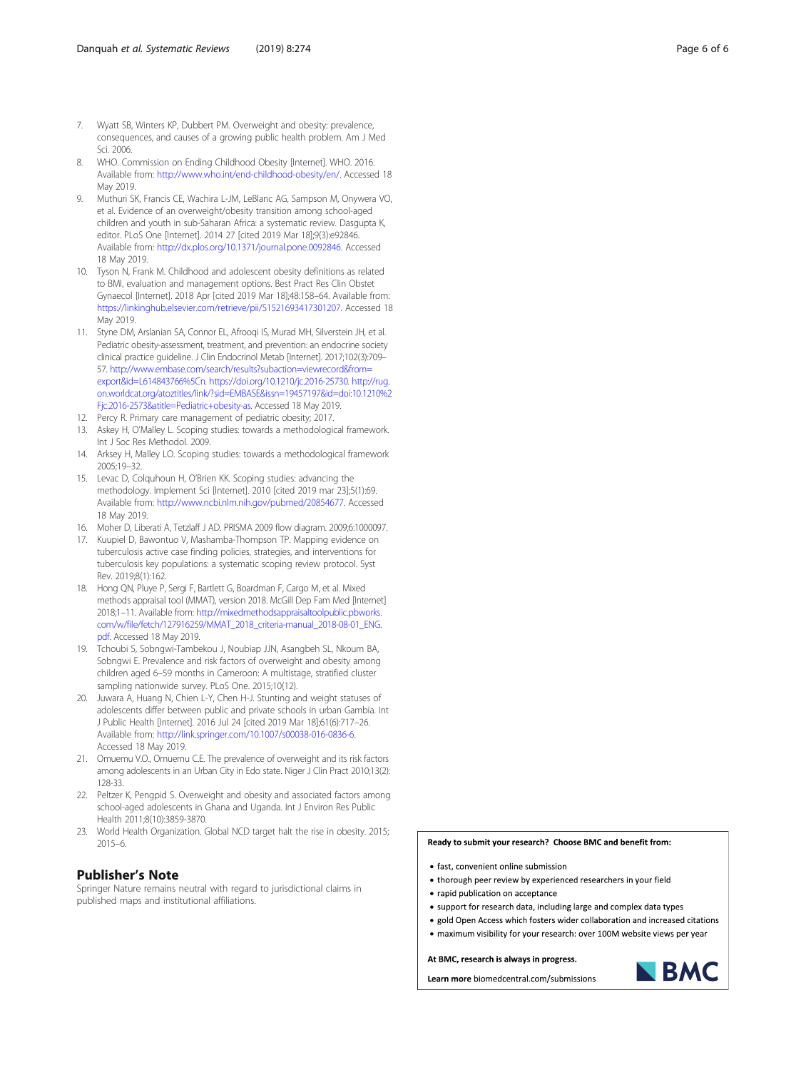7. Wyatt SB, Winters KP, Dubbert PM. Overweight and obesity: prevalence, consequences, and causes of a growing public health problem. Am J Med Sci. 2006.
8. WHO. Commission on Ending Childhood Obesity [Internet]. WHO. 2016. Available from: http://www.who.int/end-childhood-obesity/en/. Accessed 18 May 2019.
9. Muthuri SK, Francis CE, Wachira L-JM, LeBlanc AG, Sampson M, Onywera VO, et al. Evidence of an overweight/obesity transition among school-aged children and youth in sub-Saharan Africa: a systematic review. Dasgupta K, editor. PLoS One [Internet]. 2014 27 [cited 2019 Mar 18];9(3):e92846. Available from: http://dx.plos.org/10.1371/journal.pone.0092846. Accessed 18 May 2019.
10. Tyson N, Frank M. Childhood and adolescent obesity definitions as related to BMI, evaluation and management options. Best Pract Res Clin Obstet Gynaecol [Internet]. 2018 Apr [cited 2019 Mar 18];48:158–64. Available from: https://linkinghub.elsevier.com/retrieve/pii/S1521693417301207. Accessed 18 May 2019.
11. Styne DM, Arslanian SA, Connor EL, Afrooqi IS, Murad MH, Silverstein JH, et al. Pediatric obesity-assessment, treatment, and prevention: an endocrine society clinical practice guideline. J Clin Endocrinol Metab [Internet]. 2017;102(3):709–57. http://www.embase.com/search/results?subaction=viewrecord&from=export&id=L614843766%5Cn. https://doi.org/10.1210/jc.2016-25730. http://rug.on.worldcat.org/atoztitles/link/?sid=EMBASE&issn=19457197&id=doi:10.1210%2Fjc.2016-2573&atitle=Pediatric+obesity-as. Accessed 18 May 2019.
12. Percy R. Primary care management of pediatric obesity; 2017.
13. Askey H, O'Malley L. Scoping studies: towards a methodological framework. Int J Soc Res Methodol. 2009.
14. Arksey H, Malley LO. Scoping studies: towards a methodological framework 2005;19–32.
15. Levac D, Colquhoun H, O'Brien KK. Scoping studies: advancing the methodology. Implement Sci [Internet]. 2010 [cited 2019 mar 23];5(1):69. Available from: http://www.ncbi.nlm.nih.gov/pubmed/20854677. Accessed 18 May 2019.
16. Moher D, Liberati A, Tetzlaff J AD. PRISMA 2009 flow diagram. 2009;6:1000097.
17. Kuupiel D, Bawontuo V, Mashamba-Thompson TP. Mapping evidence on tuberculosis active case finding policies, strategies, and interventions for tuberculosis key populations: a systematic scoping review protocol. Syst Rev. 2019;8(1):162.
18. Hong QN, Pluye P, Sergi F, Bartlett G, Boardman F, Cargo M, et al. Mixed methods appraisal tool (MMAT), version 2018. McGill Dep Fam Med [Internet] 2018;1–11. Available from: http://mixedmethodsappraisaltoolpublic.pbworks.com/w/file/fetch/127916259/MMAT_2018_criteria-manual_2018-08-01_ENG.pdf. Accessed 18 May 2019.
19. Tchoubi S, Sobngwi-Tambekou J, Noubiap JJN, Asangbeh SL, Nkoum BA, Sobngwi E. Prevalence and risk factors of overweight and obesity among children aged 6–59 months in Cameroon: A multistage, stratified cluster sampling nationwide survey. PLoS One. 2015;10(12).
20. Juwara A, Huang N, Chien L-Y, Chen H-J. Stunting and weight statuses of adolescents differ between public and private schools in urban Gambia. Int J Public Health [Internet]. 2016 Jul 24 [cited 2019 Mar 18];61(6):717–26. Available from: http://link.springer.com/10.1007/s00038-016-0836-6. Accessed 18 May 2019.
21. Omuemu V.O., Omuemu C.E. The prevalence of overweight and its risk factors among adolescents in an Urban City in Edo state. Niger J Clin Pract 2010;13(2): 128-33.
22. Peltzer K, Pengpid S. Overweight and obesity and associated factors among school-aged adolescents in Ghana and Uganda. Int J Environ Res Public Health 2011;8(10):3859-3870.
23. World Health Organization. Global NCD target halt the rise in obesity. 2015; 2015–6.

## Publisher's Note

Springer Nature remains neutral with regard to jurisdictional claims in published maps and institutional affiliations.

**Ready to submit your research? Choose BMC and benefit from:**

- fast, convenient online submission
- thorough peer review by experienced researchers in your field
- rapid publication on acceptance
- support for research data, including large and complex data types
- gold Open Access which fosters wider collaboration and increased citations
- maximum visibility for your research: over 100M website views per year

**At BMC, research is always in progress.**

**Learn more** biomedcentral.com/submissions

BMC